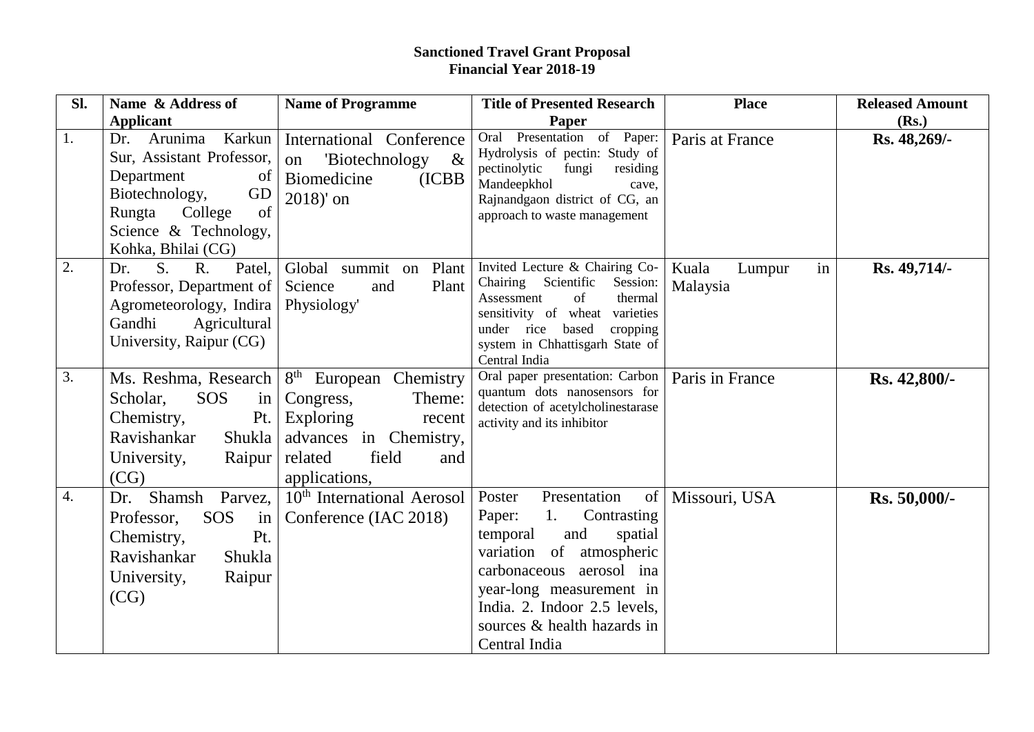**Sanctioned Travel Grant Proposal**
**Financial Year 2018-19**

| Sl. | Name & Address of Applicant | Name of Programme | Title of Presented Research Paper | Place | Released Amount (Rs.) |
|---|---|---|---|---|---|
| 1. | Dr. Arunima Karkun Sur, Assistant Professor, Department of Biotechnology, GD Rungta College of Science & Technology, Kohka, Bhilai (CG) | International Conference on 'Biotechnology & Biomedicine (ICBB 2018)' on | Oral Presentation of Paper: Hydrolysis of pectin: Study of pectinolytic fungi residing Mandeepkhol cave, Rajnandgaon district of CG, an approach to waste management | Paris at France | **Rs. 48,269/-** |
| 2. | Dr. S. R. Patel, Professor, Department of Agrometeorology, Indira Gandhi Agricultural University, Raipur (CG) | Global summit on Plant Science and Plant Physiology' | Invited Lecture & Chairing Co-Chairing Scientific Session: Assessment of thermal sensitivity of wheat varieties under rice based cropping system in Chhattisgarh State of Central India | Kuala Lumpur in Malaysia | **Rs. 49,714/-** |
| 3. | Ms. Reshma, Research Scholar, SOS in Chemistry, Pt. Ravishankar Shukla University, Raipur (CG) | 8th European Chemistry Congress, Theme: Exploring recent advances in Chemistry, related field and applications, | Oral paper presentation: Carbon quantum dots nanosensors for detection of acetylcholinestarase activity and its inhibitor | Paris in France | **Rs. 42,800/-** |
| 4. | Dr. Shamsh Parvez, Professor, SOS in Chemistry, Pt. Ravishankar Shukla University, Raipur (CG) | 10th International Aerosol Conference (IAC 2018) | Poster Presentation of Paper: 1. Contrasting temporal and spatial variation of atmospheric carbonaceous aerosol ina year-long measurement in India. 2. Indoor 2.5 levels, sources & health hazards in Central India | Missouri, USA | **Rs. 50,000/-** |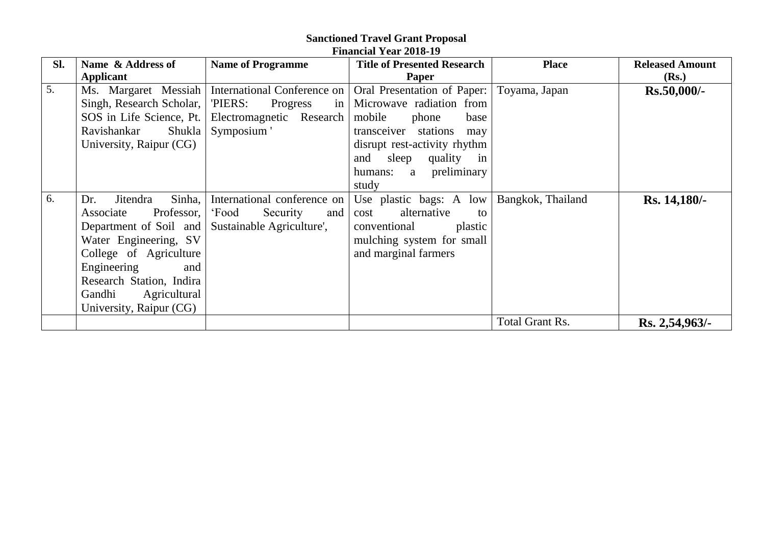**Sanctioned Travel Grant Proposal**
**Financial Year 2018-19**

| Sl. | Name & Address of Applicant | Name of Programme | Title of Presented Research Paper | Place | Released Amount (Rs.) |
|---|---|---|---|---|---|
| 5. | Ms. Margaret Messiah Singh, Research Scholar, SOS in Life Science, Pt. Ravishankar Shukla University, Raipur (CG) | International Conference on 'PIERS: Progress in Electromagnetic Research Symposium ' | Oral Presentation of Paper: Microwave radiation from mobile phone base transceiver stations may disrupt rest-activity rhythm and sleep quality in humans: a preliminary study | Toyama, Japan | **Rs.50,000/-** |
| 6. | Dr. Jitendra Sinha, Associate Professor, Department of Soil and Water Engineering, SV College of Agriculture Engineering and Research Station, Indira Gandhi Agricultural University, Raipur (CG) | International conference on 'Food Security and Sustainable Agriculture', | Use plastic bags: A low cost alternative to conventional plastic mulching system for small and marginal farmers | Bangkok, Thailand | **Rs. 14,180/-** |
| | | | | Total Grant Rs. | **Rs. 2,54,963/-** |